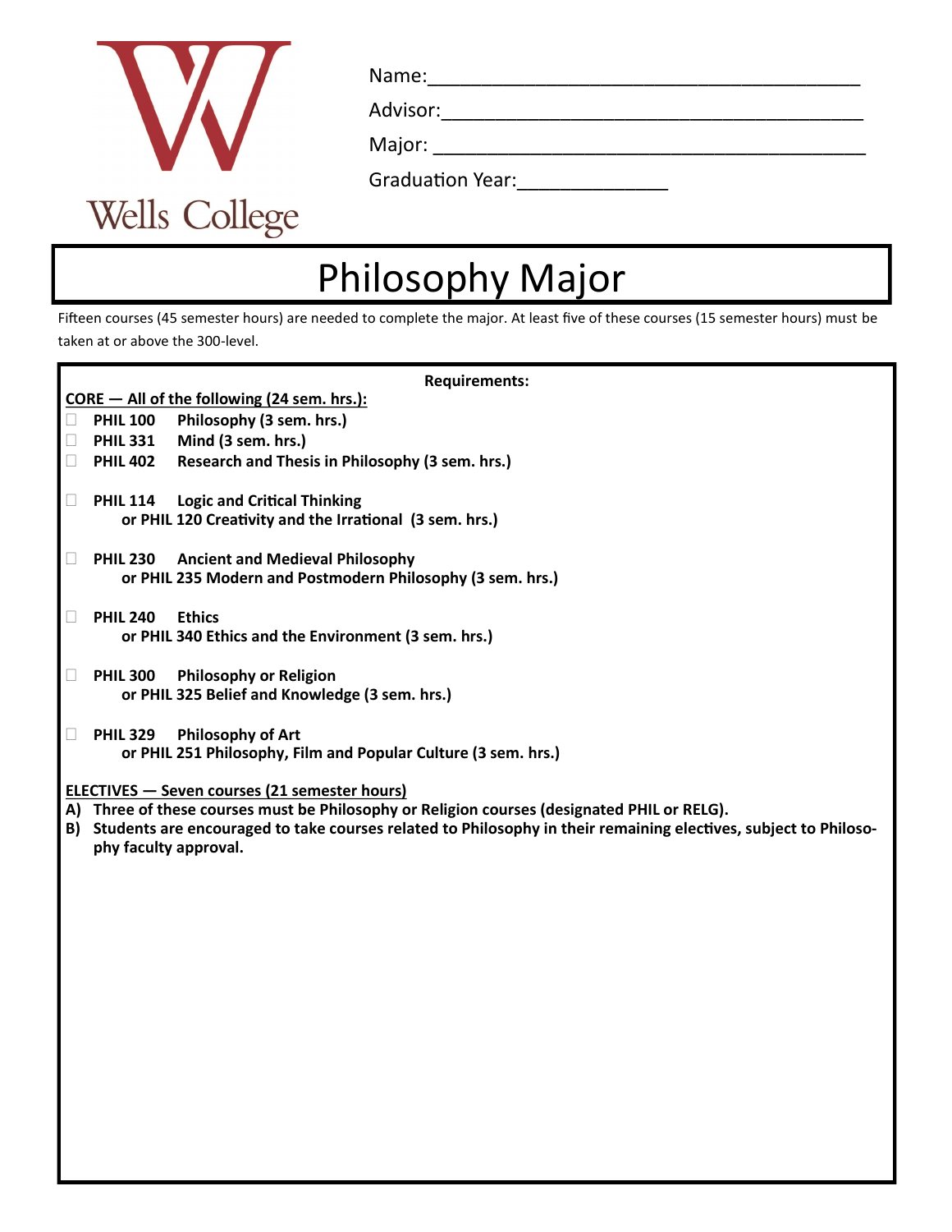Wells College

Name:\_\_\_\_\_\_\_\_\_\_\_\_\_\_\_\_\_\_\_\_\_\_\_\_\_\_\_\_\_\_\_\_\_\_\_\_\_\_\_\_

Advisor:\_\_\_\_\_\_\_\_\_\_\_\_\_\_\_\_\_\_\_\_\_\_\_\_\_\_\_\_\_\_\_\_\_\_\_\_\_\_

Major: \_\_\_\_\_\_\_\_\_\_\_\_\_\_\_\_\_\_\_\_\_\_\_\_\_\_\_\_\_\_\_\_\_\_\_\_\_\_\_\_

Graduation Year:\_\_\_\_\_\_\_\_\_\_\_\_\_\_

# Philosophy Major

Fifteen courses (45 semester hours) are needed to complete the major. At least five of these courses (15 semester hours) must be taken at or above the 300-level.

**Requirements:**

**CORE — All of the following (24 sem. hrs.):**

- ☐ **PHIL 100 Philosophy (3 sem. hrs.)**
- ☐ **PHIL 331 Mind (3 sem. hrs.)**
- ☐ **PHIL 402 Research and Thesis in Philosophy (3 sem. hrs.)**

- ☐ **PHIL 114 Logic and Critical Thinking**
  **or PHIL 120 Creativity and the Irrational (3 sem. hrs.)**

- ☐ **PHIL 230 Ancient and Medieval Philosophy**
  **or PHIL 235 Modern and Postmodern Philosophy (3 sem. hrs.)**

- ☐ **PHIL 240 Ethics**
  **or PHIL 340 Ethics and the Environment (3 sem. hrs.)**

- ☐ **PHIL 300 Philosophy or Religion**
  **or PHIL 325 Belief and Knowledge (3 sem. hrs.)**

- ☐ **PHIL 329 Philosophy of Art**
  **or PHIL 251 Philosophy, Film and Popular Culture (3 sem. hrs.)**

**ELECTIVES — Seven courses (21 semester hours)**

**A) Three of these courses must be Philosophy or Religion courses (designated PHIL or RELG).**

**B) Students are encouraged to take courses related to Philosophy in their remaining electives, subject to Philosophy faculty approval.**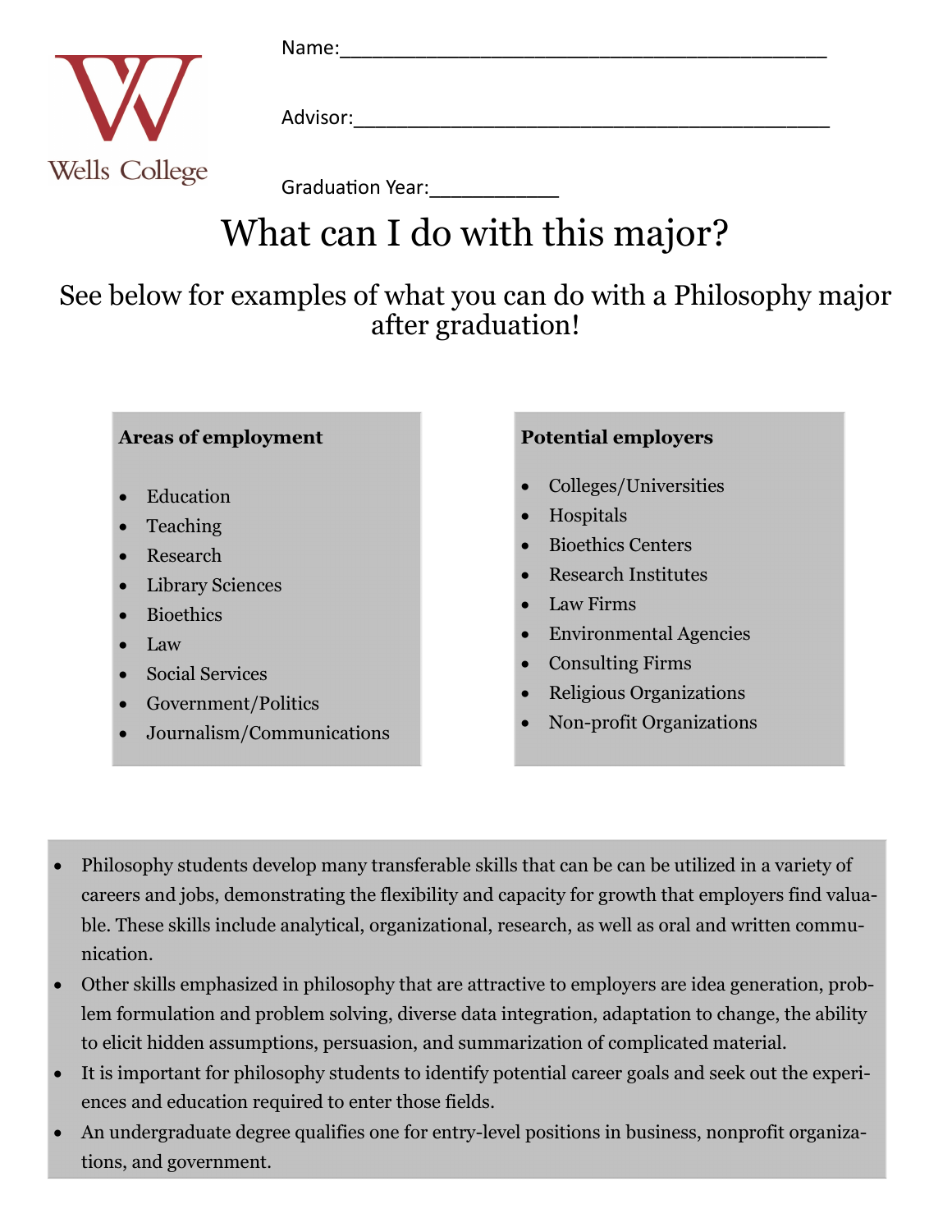Wells College

Name:\_\_\_\_\_\_\_\_\_\_\_\_\_\_\_\_\_\_\_\_\_\_\_\_\_\_\_\_\_\_\_\_\_\_\_\_\_\_\_\_\_\_\_\_

Advisor:\_\_\_\_\_\_\_\_\_\_\_\_\_\_\_\_\_\_\_\_\_\_\_\_\_\_\_\_\_\_\_\_\_\_\_\_\_\_\_\_\_\_\_\_

Graduation Year:\_\_\_\_\_\_\_\_\_\_\_

# What can I do with this major?

## See below for examples of what you can do with a Philosophy major after graduation!

**Areas of employment**

- Education
- Teaching
- Research
- Library Sciences
- Bioethics
- Law
- Social Services
- Government/Politics
- Journalism/Communications

**Potential employers**

- Colleges/Universities
- Hospitals
- Bioethics Centers
- Research Institutes
- Law Firms
- Environmental Agencies
- Consulting Firms
- Religious Organizations
- Non-profit Organizations

- Philosophy students develop many transferable skills that can be can be utilized in a variety of careers and jobs, demonstrating the flexibility and capacity for growth that employers find valuable. These skills include analytical, organizational, research, as well as oral and written communication.
- Other skills emphasized in philosophy that are attractive to employers are idea generation, problem formulation and problem solving, diverse data integration, adaptation to change, the ability to elicit hidden assumptions, persuasion, and summarization of complicated material.
- It is important for philosophy students to identify potential career goals and seek out the experiences and education required to enter those fields.
- An undergraduate degree qualifies one for entry-level positions in business, nonprofit organizations, and government.